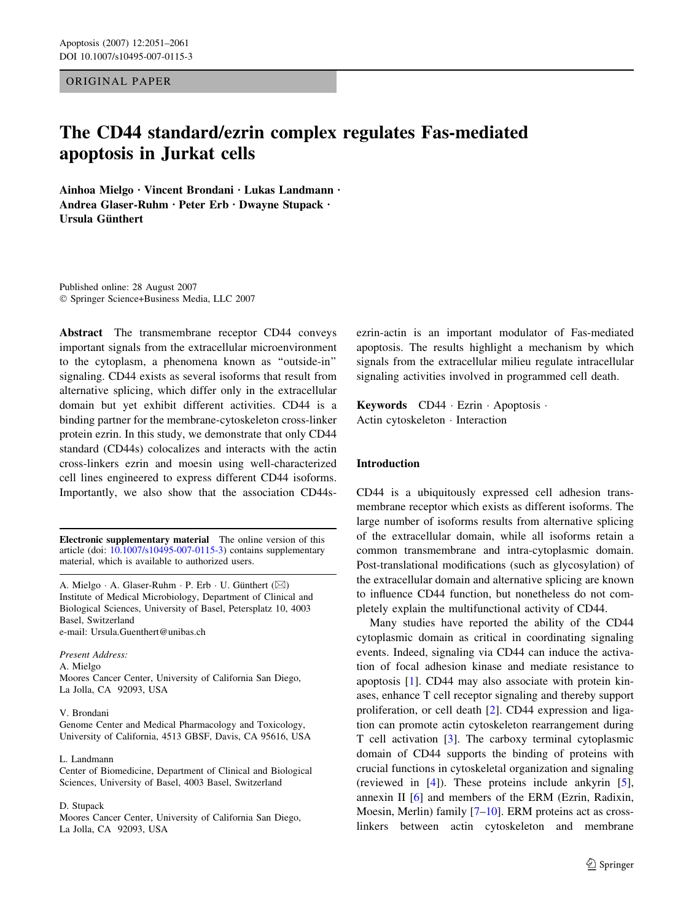ORIGINAL PAPER

# The CD44 standard/ezrin complex regulates Fas-mediated apoptosis in Jurkat cells

**Ainhoa Mielgo · Vincent Brondani · Lukas Landmann · Andrea Glaser-Ruhm · Peter Erb · Dwayne Stupack · Ursula Günthert**

Published online: 28 August 2007
© Springer Science+Business Media, LLC 2007

**Abstract** The transmembrane receptor CD44 conveys important signals from the extracellular microenvironment to the cytoplasm, a phenomena known as "outside-in" signaling. CD44 exists as several isoforms that result from alternative splicing, which differ only in the extracellular domain but yet exhibit different activities. CD44 is a binding partner for the membrane-cytoskeleton cross-linker protein ezrin. In this study, we demonstrate that only CD44 standard (CD44s) colocalizes and interacts with the actin cross-linkers ezrin and moesin using well-characterized cell lines engineered to express different CD44 isoforms. Importantly, we also show that the association CD44s-ezrin-actin is an important modulator of Fas-mediated apoptosis. The results highlight a mechanism by which signals from the extracellular milieu regulate intracellular signaling activities involved in programmed cell death.

**Keywords** CD44 · Ezrin · Apoptosis · Actin cytoskeleton · Interaction

**Electronic supplementary material** The online version of this article (doi: 10.1007/s10495-007-0115-3) contains supplementary material, which is available to authorized users.

A. Mielgo · A. Glaser-Ruhm · P. Erb · U. Günthert (✉)
Institute of Medical Microbiology, Department of Clinical and Biological Sciences, University of Basel, Petersplatz 10, 4003 Basel, Switzerland
e-mail: Ursula.Guenthert@unibas.ch

*Present Address:*
A. Mielgo
Moores Cancer Center, University of California San Diego, La Jolla, CA 92093, USA

V. Brondani
Genome Center and Medical Pharmacology and Toxicology, University of California, 4513 GBSF, Davis, CA 95616, USA

L. Landmann
Center of Biomedicine, Department of Clinical and Biological Sciences, University of Basel, 4003 Basel, Switzerland

D. Stupack
Moores Cancer Center, University of California San Diego, La Jolla, CA 92093, USA

## Introduction

CD44 is a ubiquitously expressed cell adhesion transmembrane receptor which exists as different isoforms. The large number of isoforms results from alternative splicing of the extracellular domain, while all isoforms retain a common transmembrane and intra-cytoplasmic domain. Post-translational modifications (such as glycosylation) of the extracellular domain and alternative splicing are known to influence CD44 function, but nonetheless do not completely explain the multifunctional activity of CD44.

Many studies have reported the ability of the CD44 cytoplasmic domain as critical in coordinating signaling events. Indeed, signaling via CD44 can induce the activation of focal adhesion kinase and mediate resistance to apoptosis [1]. CD44 may also associate with protein kinases, enhance T cell receptor signaling and thereby support proliferation, or cell death [2]. CD44 expression and ligation can promote actin cytoskeleton rearrangement during T cell activation [3]. The carboxy terminal cytoplasmic domain of CD44 supports the binding of proteins with crucial functions in cytoskeletal organization and signaling (reviewed in [4]). These proteins include ankyrin [5], annexin II [6] and members of the ERM (Ezrin, Radixin, Moesin, Merlin) family [7–10]. ERM proteins act as cross-linkers between actin cytoskeleton and membrane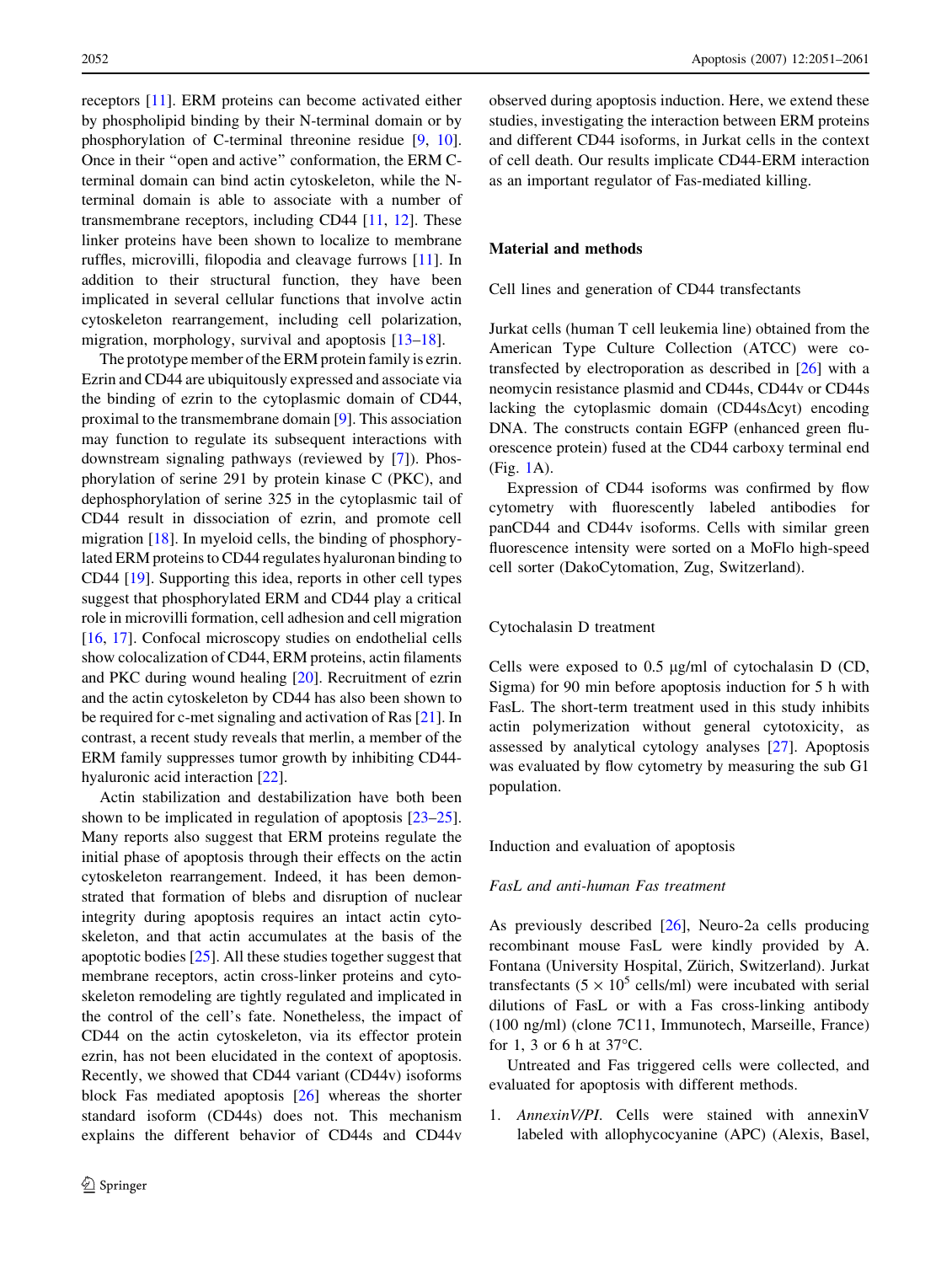receptors [11]. ERM proteins can become activated either by phospholipid binding by their N-terminal domain or by phosphorylation of C-terminal threonine residue [9, 10]. Once in their "open and active" conformation, the ERM C-terminal domain can bind actin cytoskeleton, while the N-terminal domain is able to associate with a number of transmembrane receptors, including CD44 [11, 12]. These linker proteins have been shown to localize to membrane ruffles, microvilli, filopodia and cleavage furrows [11]. In addition to their structural function, they have been implicated in several cellular functions that involve actin cytoskeleton rearrangement, including cell polarization, migration, morphology, survival and apoptosis [13–18].

The prototype member of the ERM protein family is ezrin. Ezrin and CD44 are ubiquitously expressed and associate via the binding of ezrin to the cytoplasmic domain of CD44, proximal to the transmembrane domain [9]. This association may function to regulate its subsequent interactions with downstream signaling pathways (reviewed by [7]). Phosphorylation of serine 291 by protein kinase C (PKC), and dephosphorylation of serine 325 in the cytoplasmic tail of CD44 result in dissociation of ezrin, and promote cell migration [18]. In myeloid cells, the binding of phosphorylated ERM proteins to CD44 regulates hyaluronan binding to CD44 [19]. Supporting this idea, reports in other cell types suggest that phosphorylated ERM and CD44 play a critical role in microvilli formation, cell adhesion and cell migration [16, 17]. Confocal microscopy studies on endothelial cells show colocalization of CD44, ERM proteins, actin filaments and PKC during wound healing [20]. Recruitment of ezrin and the actin cytoskeleton by CD44 has also been shown to be required for c-met signaling and activation of Ras [21]. In contrast, a recent study reveals that merlin, a member of the ERM family suppresses tumor growth by inhibiting CD44-hyaluronic acid interaction [22].

Actin stabilization and destabilization have both been shown to be implicated in regulation of apoptosis [23–25]. Many reports also suggest that ERM proteins regulate the initial phase of apoptosis through their effects on the actin cytoskeleton rearrangement. Indeed, it has been demonstrated that formation of blebs and disruption of nuclear integrity during apoptosis requires an intact actin cytoskeleton, and that actin accumulates at the basis of the apoptotic bodies [25]. All these studies together suggest that membrane receptors, actin cross-linker proteins and cytoskeleton remodeling are tightly regulated and implicated in the control of the cell's fate. Nonetheless, the impact of CD44 on the actin cytoskeleton, via its effector protein ezrin, has not been elucidated in the context of apoptosis. Recently, we showed that CD44 variant (CD44v) isoforms block Fas mediated apoptosis [26] whereas the shorter standard isoform (CD44s) does not. This mechanism explains the different behavior of CD44s and CD44v observed during apoptosis induction. Here, we extend these studies, investigating the interaction between ERM proteins and different CD44 isoforms, in Jurkat cells in the context of cell death. Our results implicate CD44-ERM interaction as an important regulator of Fas-mediated killing.

## Material and methods

### Cell lines and generation of CD44 transfectants

Jurkat cells (human T cell leukemia line) obtained from the American Type Culture Collection (ATCC) were co-transfected by electroporation as described in [26] with a neomycin resistance plasmid and CD44s, CD44v or CD44s lacking the cytoplasmic domain (CD44sΔcyt) encoding DNA. The constructs contain EGFP (enhanced green fluorescence protein) fused at the CD44 carboxy terminal end (Fig. 1A).

Expression of CD44 isoforms was confirmed by flow cytometry with fluorescently labeled antibodies for panCD44 and CD44v isoforms. Cells with similar green fluorescence intensity were sorted on a MoFlo high-speed cell sorter (DakoCytomation, Zug, Switzerland).

### Cytochalasin D treatment

Cells were exposed to 0.5 μg/ml of cytochalasin D (CD, Sigma) for 90 min before apoptosis induction for 5 h with FasL. The short-term treatment used in this study inhibits actin polymerization without general cytotoxicity, as assessed by analytical cytology analyses [27]. Apoptosis was evaluated by flow cytometry by measuring the sub G1 population.

### Induction and evaluation of apoptosis

#### *FasL and anti-human Fas treatment*

As previously described [26], Neuro-2a cells producing recombinant mouse FasL were kindly provided by A. Fontana (University Hospital, Zürich, Switzerland). Jurkat transfectants ($5 \times 10^5$ cells/ml) were incubated with serial dilutions of FasL or with a Fas cross-linking antibody (100 ng/ml) (clone 7C11, Immunotech, Marseille, France) for 1, 3 or 6 h at 37°C.

Untreated and Fas triggered cells were collected, and evaluated for apoptosis with different methods.

1. *AnnexinV/PI*. Cells were stained with annexinV labeled with allophycocyanine (APC) (Alexis, Basel,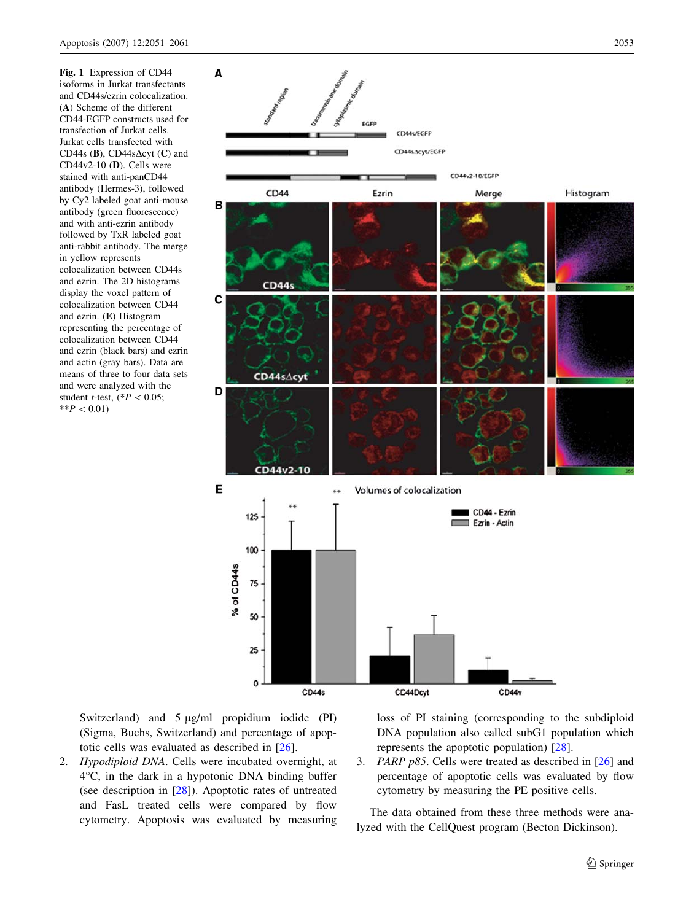**Fig. 1** Expression of CD44 isoforms in Jurkat transfectants and CD44s/ezrin colocalization. (**A**) Scheme of the different CD44-EGFP constructs used for transfection of Jurkat cells. Jurkat cells transfected with CD44s (**B**), CD44sΔcyt (**C**) and CD44v2-10 (**D**). Cells were stained with anti-panCD44 antibody (Hermes-3), followed by Cy2 labeled goat anti-mouse antibody (green fluorescence) and with anti-ezrin antibody followed by TxR labeled goat anti-rabbit antibody. The merge in yellow represents colocalization between CD44s and ezrin. The 2D histograms display the voxel pattern of colocalization between CD44 and ezrin. (**E**) Histogram representing the percentage of colocalization between CD44 and ezrin (black bars) and ezrin and actin (gray bars). Data are means of three to four data sets and were analyzed with the student *t*-test, (*$P < 0.05$; **$P < 0.01$)

Switzerland) and 5 μg/ml propidium iodide (PI) (Sigma, Buchs, Switzerland) and percentage of apoptotic cells was evaluated as described in [26].

2. *Hypodiploid DNA*. Cells were incubated overnight, at 4°C, in the dark in a hypotonic DNA binding buffer (see description in [28]). Apoptotic rates of untreated and FasL treated cells were compared by flow cytometry. Apoptosis was evaluated by measuring loss of PI staining (corresponding to the subdiploid DNA population also called subG1 population which represents the apoptotic population) [28].
3. *PARP p85*. Cells were treated as described in [26] and percentage of apoptotic cells was evaluated by flow cytometry by measuring the PE positive cells.

The data obtained from these three methods were analyzed with the CellQuest program (Becton Dickinson).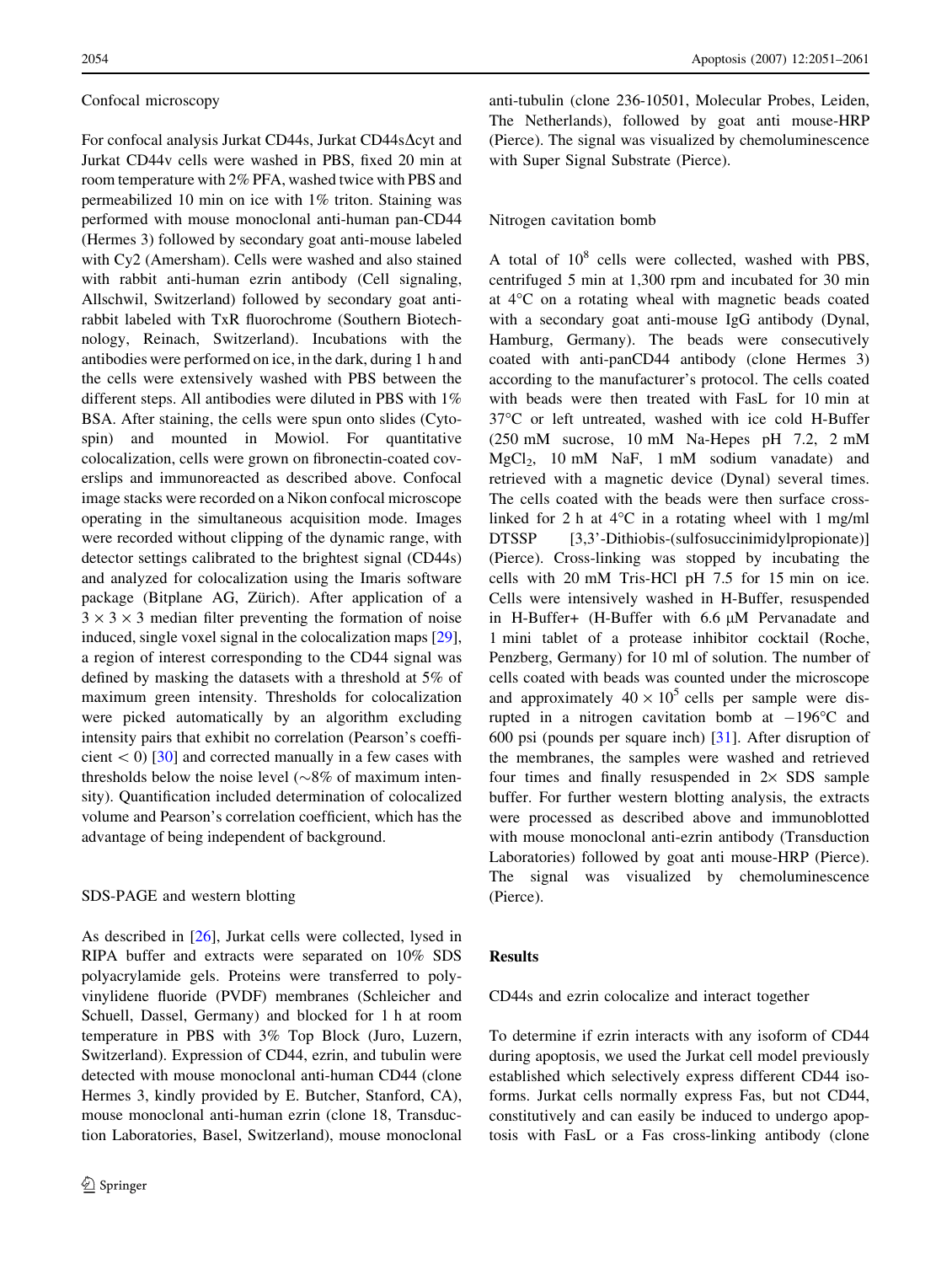### Confocal microscopy

For confocal analysis Jurkat CD44s, Jurkat CD44sΔcyt and Jurkat CD44v cells were washed in PBS, fixed 20 min at room temperature with 2% PFA, washed twice with PBS and permeabilized 10 min on ice with 1% triton. Staining was performed with mouse monoclonal anti-human pan-CD44 (Hermes 3) followed by secondary goat anti-mouse labeled with Cy2 (Amersham). Cells were washed and also stained with rabbit anti-human ezrin antibody (Cell signaling, Allschwil, Switzerland) followed by secondary goat anti-rabbit labeled with TxR fluorochrome (Southern Biotechnology, Reinach, Switzerland). Incubations with the antibodies were performed on ice, in the dark, during 1 h and the cells were extensively washed with PBS between the different steps. All antibodies were diluted in PBS with 1% BSA. After staining, the cells were spun onto slides (Cytospin) and mounted in Mowiol. For quantitative colocalization, cells were grown on fibronectin-coated coverslips and immunoreacted as described above. Confocal image stacks were recorded on a Nikon confocal microscope operating in the simultaneous acquisition mode. Images were recorded without clipping of the dynamic range, with detector settings calibrated to the brightest signal (CD44s) and analyzed for colocalization using the Imaris software package (Bitplane AG, Zürich). After application of a $3 \times 3 \times 3$ median filter preventing the formation of noise induced, single voxel signal in the colocalization maps [29], a region of interest corresponding to the CD44 signal was defined by masking the datasets with a threshold at 5% of maximum green intensity. Thresholds for colocalization were picked automatically by an algorithm excluding intensity pairs that exhibit no correlation (Pearson's coefficient $< 0$) [30] and corrected manually in a few cases with thresholds below the noise level (~8% of maximum intensity). Quantification included determination of colocalized volume and Pearson's correlation coefficient, which has the advantage of being independent of background.

### SDS-PAGE and western blotting

As described in [26], Jurkat cells were collected, lysed in RIPA buffer and extracts were separated on 10% SDS polyacrylamide gels. Proteins were transferred to polyvinylidene fluoride (PVDF) membranes (Schleicher and Schuell, Dassel, Germany) and blocked for 1 h at room temperature in PBS with 3% Top Block (Juro, Luzern, Switzerland). Expression of CD44, ezrin, and tubulin were detected with mouse monoclonal anti-human CD44 (clone Hermes 3, kindly provided by E. Butcher, Stanford, CA), mouse monoclonal anti-human ezrin (clone 18, Transduction Laboratories, Basel, Switzerland), mouse monoclonal anti-tubulin (clone 236-10501, Molecular Probes, Leiden, The Netherlands), followed by goat anti mouse-HRP (Pierce). The signal was visualized by chemoluminescence with Super Signal Substrate (Pierce).

### Nitrogen cavitation bomb

A total of $10^8$ cells were collected, washed with PBS, centrifuged 5 min at 1,300 rpm and incubated for 30 min at 4°C on a rotating wheal with magnetic beads coated with a secondary goat anti-mouse IgG antibody (Dynal, Hamburg, Germany). The beads were consecutively coated with anti-panCD44 antibody (clone Hermes 3) according to the manufacturer's protocol. The cells coated with beads were then treated with FasL for 10 min at 37°C or left untreated, washed with ice cold H-Buffer (250 mM sucrose, 10 mM Na-Hepes pH 7.2, 2 mM $MgCl_2$, 10 mM NaF, 1 mM sodium vanadate) and retrieved with a magnetic device (Dynal) several times. The cells coated with the beads were then surface cross-linked for 2 h at 4°C in a rotating wheel with 1 mg/ml DTSSP [3,3'-Dithiobis-(sulfosuccinimidylpropionate)] (Pierce). Cross-linking was stopped by incubating the cells with 20 mM Tris-HCl pH 7.5 for 15 min on ice. Cells were intensively washed in H-Buffer, resuspended in H-Buffer+ (H-Buffer with 6.6 μM Pervanadate and 1 mini tablet of a protease inhibitor cocktail (Roche, Penzberg, Germany) for 10 ml of solution. The number of cells coated with beads was counted under the microscope and approximately $40 \times 10^5$ cells per sample were disrupted in a nitrogen cavitation bomb at −196°C and 600 psi (pounds per square inch) [31]. After disruption of the membranes, the samples were washed and retrieved four times and finally resuspended in 2× SDS sample buffer. For further western blotting analysis, the extracts were processed as described above and immunoblotted with mouse monoclonal anti-ezrin antibody (Transduction Laboratories) followed by goat anti mouse-HRP (Pierce). The signal was visualized by chemoluminescence (Pierce).

## Results

### CD44s and ezrin colocalize and interact together

To determine if ezrin interacts with any isoform of CD44 during apoptosis, we used the Jurkat cell model previously established which selectively express different CD44 isoforms. Jurkat cells normally express Fas, but not CD44, constitutively and can easily be induced to undergo apoptosis with FasL or a Fas cross-linking antibody (clone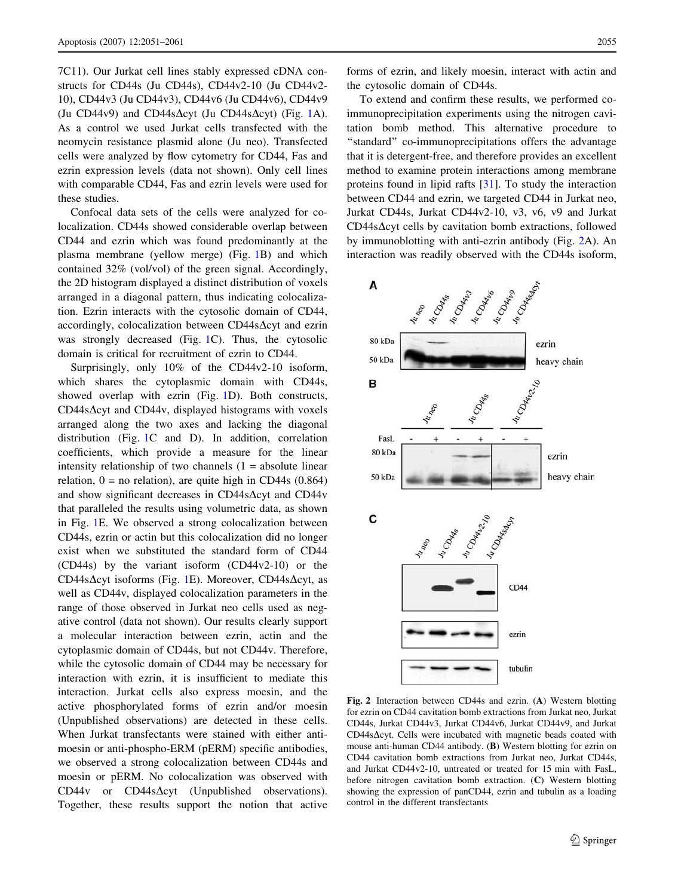7C11). Our Jurkat cell lines stably expressed cDNA constructs for CD44s (Ju CD44s), CD44v2-10 (Ju CD44v2-10), CD44v3 (Ju CD44v3), CD44v6 (Ju CD44v6), CD44v9 (Ju CD44v9) and CD44sΔcyt (Ju CD44sΔcyt) (Fig. 1A). As a control we used Jurkat cells transfected with the neomycin resistance plasmid alone (Ju neo). Transfected cells were analyzed by flow cytometry for CD44, Fas and ezrin expression levels (data not shown). Only cell lines with comparable CD44, Fas and ezrin levels were used for these studies.

Confocal data sets of the cells were analyzed for colocalization. CD44s showed considerable overlap between CD44 and ezrin which was found predominantly at the plasma membrane (yellow merge) (Fig. 1B) and which contained 32% (vol/vol) of the green signal. Accordingly, the 2D histogram displayed a distinct distribution of voxels arranged in a diagonal pattern, thus indicating colocalization. Ezrin interacts with the cytosolic domain of CD44, accordingly, colocalization between CD44sΔcyt and ezrin was strongly decreased (Fig. 1C). Thus, the cytosolic domain is critical for recruitment of ezrin to CD44.

Surprisingly, only 10% of the CD44v2-10 isoform, which shares the cytoplasmic domain with CD44s, showed overlap with ezrin (Fig. 1D). Both constructs, CD44sΔcyt and CD44v, displayed histograms with voxels arranged along the two axes and lacking the diagonal distribution (Fig. 1C and D). In addition, correlation coefficients, which provide a measure for the linear intensity relationship of two channels (1 = absolute linear relation, 0 = no relation), are quite high in CD44s (0.864) and show significant decreases in CD44sΔcyt and CD44v that paralleled the results using volumetric data, as shown in Fig. 1E. We observed a strong colocalization between CD44s, ezrin or actin but this colocalization did no longer exist when we substituted the standard form of CD44 (CD44s) by the variant isoform (CD44v2-10) or the CD44sΔcyt isoforms (Fig. 1E). Moreover, CD44sΔcyt, as well as CD44v, displayed colocalization parameters in the range of those observed in Jurkat neo cells used as negative control (data not shown). Our results clearly support a molecular interaction between ezrin, actin and the cytoplasmic domain of CD44s, but not CD44v. Therefore, while the cytosolic domain of CD44 may be necessary for interaction with ezrin, it is insufficient to mediate this interaction. Jurkat cells also express moesin, and the active phosphorylated forms of ezrin and/or moesin (Unpublished observations) are detected in these cells. When Jurkat transfectants were stained with either anti-moesin or anti-phospho-ERM (pERM) specific antibodies, we observed a strong colocalization between CD44s and moesin or pERM. No colocalization was observed with CD44v or CD44sΔcyt (Unpublished observations). Together, these results support the notion that active forms of ezrin, and likely moesin, interact with actin and the cytosolic domain of CD44s.

To extend and confirm these results, we performed co-immunoprecipitation experiments using the nitrogen cavitation bomb method. This alternative procedure to "standard" co-immunoprecipitations offers the advantage that it is detergent-free, and therefore provides an excellent method to examine protein interactions among membrane proteins found in lipid rafts [31]. To study the interaction between CD44 and ezrin, we targeted CD44 in Jurkat neo, Jurkat CD44s, Jurkat CD44v2-10, v3, v6, v9 and Jurkat CD44sΔcyt cells by cavitation bomb extractions, followed by immunoblotting with anti-ezrin antibody (Fig. 2A). An interaction was readily observed with the CD44s isoform,

Fig. 2 Interaction between CD44s and ezrin. (**A**) Western blotting for ezrin on CD44 cavitation bomb extractions from Jurkat neo, Jurkat CD44s, Jurkat CD44v3, Jurkat CD44v6, Jurkat CD44v9, and Jurkat CD44sΔcyt. Cells were incubated with magnetic beads coated with mouse anti-human CD44 antibody. (**B**) Western blotting for ezrin on CD44 cavitation bomb extractions from Jurkat neo, Jurkat CD44s, and Jurkat CD44v2-10, untreated or treated for 15 min with FasL, before nitrogen cavitation bomb extraction. (**C**) Western blotting showing the expression of panCD44, ezrin and tubulin as a loading control in the different transfectants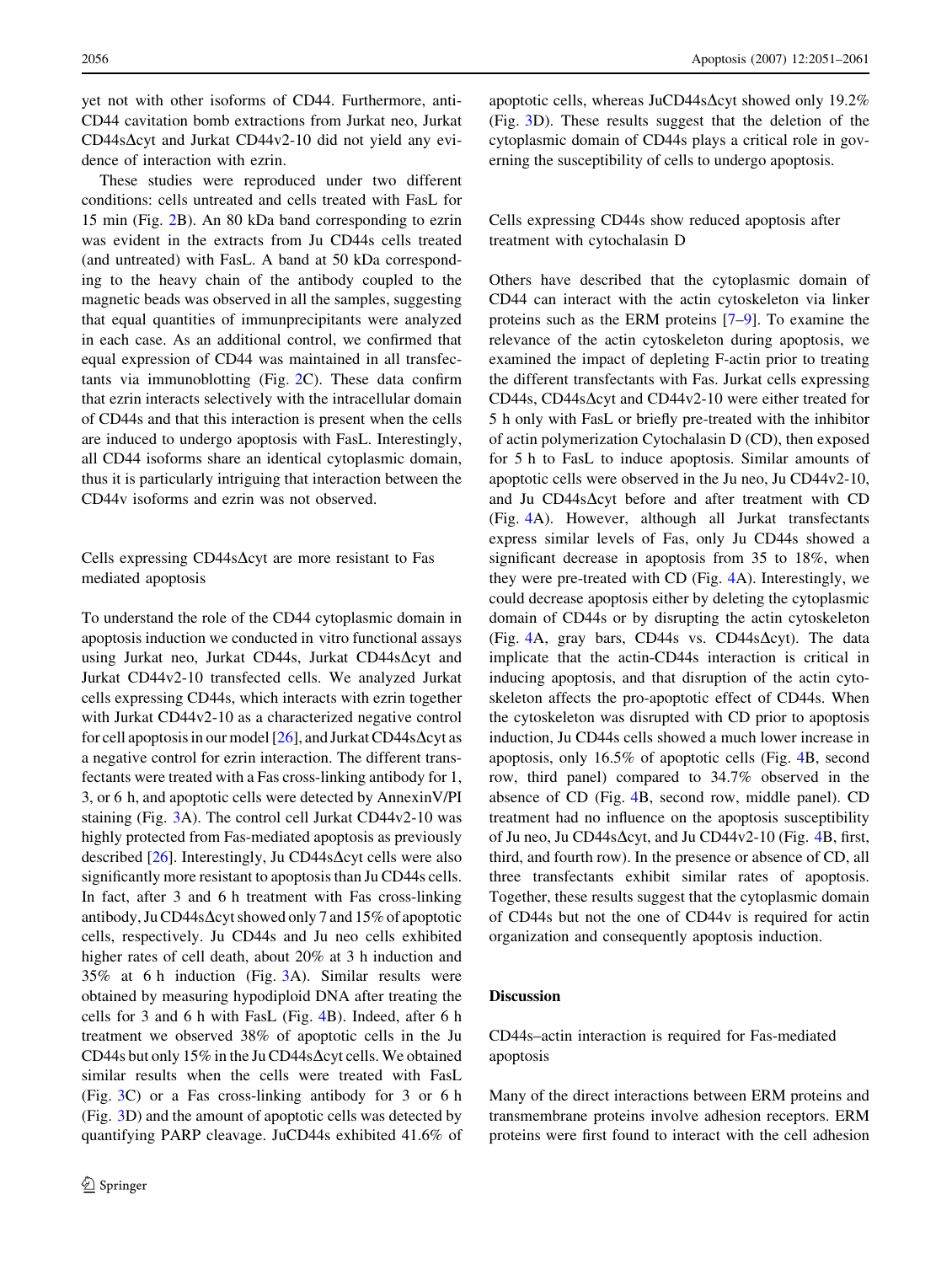yet not with other isoforms of CD44. Furthermore, anti-CD44 cavitation bomb extractions from Jurkat neo, Jurkat CD44sΔcyt and Jurkat CD44v2-10 did not yield any evidence of interaction with ezrin.

These studies were reproduced under two different conditions: cells untreated and cells treated with FasL for 15 min (Fig. 2B). An 80 kDa band corresponding to ezrin was evident in the extracts from Ju CD44s cells treated (and untreated) with FasL. A band at 50 kDa corresponding to the heavy chain of the antibody coupled to the magnetic beads was observed in all the samples, suggesting that equal quantities of immunprecipitants were analyzed in each case. As an additional control, we confirmed that equal expression of CD44 was maintained in all transfectants via immunoblotting (Fig. 2C). These data confirm that ezrin interacts selectively with the intracellular domain of CD44s and that this interaction is present when the cells are induced to undergo apoptosis with FasL. Interestingly, all CD44 isoforms share an identical cytoplasmic domain, thus it is particularly intriguing that interaction between the CD44v isoforms and ezrin was not observed.

### Cells expressing CD44sΔcyt are more resistant to Fas mediated apoptosis

To understand the role of the CD44 cytoplasmic domain in apoptosis induction we conducted in vitro functional assays using Jurkat neo, Jurkat CD44s, Jurkat CD44sΔcyt and Jurkat CD44v2-10 transfected cells. We analyzed Jurkat cells expressing CD44s, which interacts with ezrin together with Jurkat CD44v2-10 as a characterized negative control for cell apoptosis in our model [26], and Jurkat CD44sΔcyt as a negative control for ezrin interaction. The different transfectants were treated with a Fas cross-linking antibody for 1, 3, or 6 h, and apoptotic cells were detected by AnnexinV/PI staining (Fig. 3A). The control cell Jurkat CD44v2-10 was highly protected from Fas-mediated apoptosis as previously described [26]. Interestingly, Ju CD44sΔcyt cells were also significantly more resistant to apoptosis than Ju CD44s cells. In fact, after 3 and 6 h treatment with Fas cross-linking antibody, Ju CD44sΔcyt showed only 7 and 15% of apoptotic cells, respectively. Ju CD44s and Ju neo cells exhibited higher rates of cell death, about 20% at 3 h induction and 35% at 6 h induction (Fig. 3A). Similar results were obtained by measuring hypodiploid DNA after treating the cells for 3 and 6 h with FasL (Fig. 4B). Indeed, after 6 h treatment we observed 38% of apoptotic cells in the Ju CD44s but only 15% in the Ju CD44sΔcyt cells. We obtained similar results when the cells were treated with FasL (Fig. 3C) or a Fas cross-linking antibody for 3 or 6 h (Fig. 3D) and the amount of apoptotic cells was detected by quantifying PARP cleavage. JuCD44s exhibited 41.6% of apoptotic cells, whereas JuCD44sΔcyt showed only 19.2% (Fig. 3D). These results suggest that the deletion of the cytoplasmic domain of CD44s plays a critical role in governing the susceptibility of cells to undergo apoptosis.

### Cells expressing CD44s show reduced apoptosis after treatment with cytochalasin D

Others have described that the cytoplasmic domain of CD44 can interact with the actin cytoskeleton via linker proteins such as the ERM proteins [7–9]. To examine the relevance of the actin cytoskeleton during apoptosis, we examined the impact of depleting F-actin prior to treating the different transfectants with Fas. Jurkat cells expressing CD44s, CD44sΔcyt and CD44v2-10 were either treated for 5 h only with FasL or briefly pre-treated with the inhibitor of actin polymerization Cytochalasin D (CD), then exposed for 5 h to FasL to induce apoptosis. Similar amounts of apoptotic cells were observed in the Ju neo, Ju CD44v2-10, and Ju CD44sΔcyt before and after treatment with CD (Fig. 4A). However, although all Jurkat transfectants express similar levels of Fas, only Ju CD44s showed a significant decrease in apoptosis from 35 to 18%, when they were pre-treated with CD (Fig. 4A). Interestingly, we could decrease apoptosis either by deleting the cytoplasmic domain of CD44s or by disrupting the actin cytoskeleton (Fig. 4A, gray bars, CD44s vs. CD44sΔcyt). The data implicate that the actin-CD44s interaction is critical in inducing apoptosis, and that disruption of the actin cytoskeleton affects the pro-apoptotic effect of CD44s. When the cytoskeleton was disrupted with CD prior to apoptosis induction, Ju CD44s cells showed a much lower increase in apoptosis, only 16.5% of apoptotic cells (Fig. 4B, second row, third panel) compared to 34.7% observed in the absence of CD (Fig. 4B, second row, middle panel). CD treatment had no influence on the apoptosis susceptibility of Ju neo, Ju CD44sΔcyt, and Ju CD44v2-10 (Fig. 4B, first, third, and fourth row). In the presence or absence of CD, all three transfectants exhibit similar rates of apoptosis. Together, these results suggest that the cytoplasmic domain of CD44s but not the one of CD44v is required for actin organization and consequently apoptosis induction.

## Discussion

### CD44s–actin interaction is required for Fas-mediated apoptosis

Many of the direct interactions between ERM proteins and transmembrane proteins involve adhesion receptors. ERM proteins were first found to interact with the cell adhesion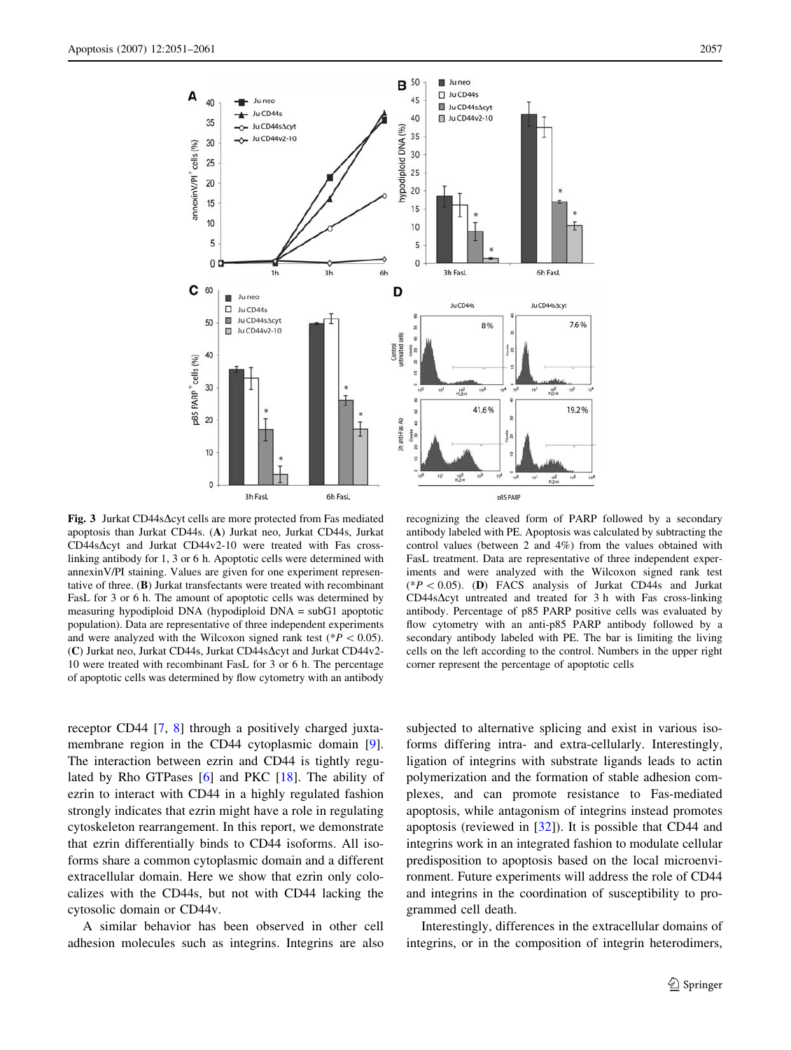**Fig. 3** Jurkat CD44sΔcyt cells are more protected from Fas mediated apoptosis than Jurkat CD44s. (**A**) Jurkat neo, Jurkat CD44s, Jurkat CD44sΔcyt and Jurkat CD44v2-10 were treated with Fas cross-linking antibody for 1, 3 or 6 h. Apoptotic cells were determined with annexinV/PI staining. Values are given for one experiment representative of three. (**B**) Jurkat transfectants were treated with recombinant FasL for 3 or 6 h. The amount of apoptotic cells was determined by measuring hypodiploid DNA (hypodiploid DNA = subG1 apoptotic population). Data are representative of three independent experiments and were analyzed with the Wilcoxon signed rank test (*$P < 0.05$). (**C**) Jurkat neo, Jurkat CD44s, Jurkat CD44sΔcyt and Jurkat CD44v2-10 were treated with recombinant FasL for 3 or 6 h. The percentage of apoptotic cells was determined by flow cytometry with an antibody recognizing the cleaved form of PARP followed by a secondary antibody labeled with PE. Apoptosis was calculated by subtracting the control values (between 2 and 4%) from the values obtained with FasL treatment. Data are representative of three independent experiments and were analyzed with the Wilcoxon signed rank test (*$P < 0.05$). (**D**) FACS analysis of Jurkat CD44s and Jurkat CD44sΔcyt untreated and treated for 3 h with Fas cross-linking antibody. Percentage of p85 PARP positive cells was evaluated by flow cytometry with an anti-p85 PARP antibody followed by a secondary antibody labeled with PE. The bar is limiting the living cells on the left according to the control. Numbers in the upper right corner represent the percentage of apoptotic cells

receptor CD44 [7, 8] through a positively charged juxtamembrane region in the CD44 cytoplasmic domain [9]. The interaction between ezrin and CD44 is tightly regulated by Rho GTPases [6] and PKC [18]. The ability of ezrin to interact with CD44 in a highly regulated fashion strongly indicates that ezrin might have a role in regulating cytoskeleton rearrangement. In this report, we demonstrate that ezrin differentially binds to CD44 isoforms. All isoforms share a common cytoplasmic domain and a different extracellular domain. Here we show that ezrin only colocalizes with the CD44s, but not with CD44 lacking the cytosolic domain or CD44v.

A similar behavior has been observed in other cell adhesion molecules such as integrins. Integrins are also subjected to alternative splicing and exist in various isoforms differing intra- and extra-cellularly. Interestingly, ligation of integrins with substrate ligands leads to actin polymerization and the formation of stable adhesion complexes, and can promote resistance to Fas-mediated apoptosis, while antagonism of integrins instead promotes apoptosis (reviewed in [32]). It is possible that CD44 and integrins work in an integrated fashion to modulate cellular predisposition to apoptosis based on the local microenvironment. Future experiments will address the role of CD44 and integrins in the coordination of susceptibility to programmed cell death.

Interestingly, differences in the extracellular domains of integrins, or in the composition of integrin heterodimers,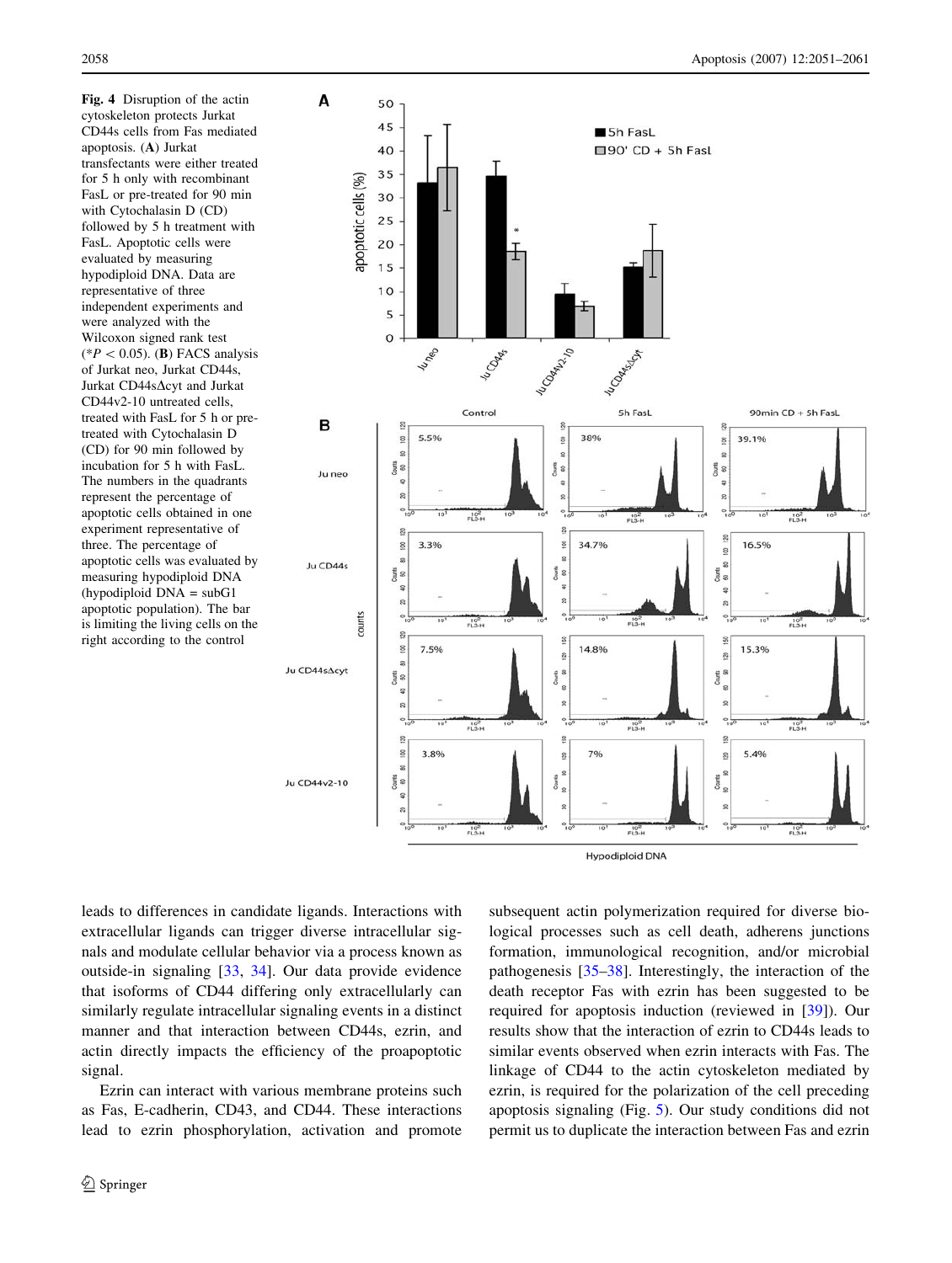**Fig. 4** Disruption of the actin cytoskeleton protects Jurkat CD44s cells from Fas mediated apoptosis. (**A**) Jurkat transfectants were either treated for 5 h only with recombinant FasL or pre-treated for 90 min with Cytochalasin D (CD) followed by 5 h treatment with FasL. Apoptotic cells were evaluated by measuring hypodiploid DNA. Data are representative of three independent experiments and were analyzed with the Wilcoxon signed rank test (\*$P < 0.05$). (**B**) FACS analysis of Jurkat neo, Jurkat CD44s, Jurkat CD44sΔcyt and Jurkat CD44v2-10 untreated cells, treated with FasL for 5 h or pre-treated with Cytochalasin D (CD) for 90 min followed by incubation for 5 h with FasL. The numbers in the quadrants represent the percentage of apoptotic cells obtained in one experiment representative of three. The percentage of apoptotic cells was evaluated by measuring hypodiploid DNA (hypodiploid DNA = subG1 apoptotic population). The bar is limiting the living cells on the right according to the control

leads to differences in candidate ligands. Interactions with extracellular ligands can trigger diverse intracellular signals and modulate cellular behavior via a process known as outside-in signaling [33, 34]. Our data provide evidence that isoforms of CD44 differing only extracellularly can similarly regulate intracellular signaling events in a distinct manner and that interaction between CD44s, ezrin, and actin directly impacts the efficiency of the proapoptotic signal.

Ezrin can interact with various membrane proteins such as Fas, E-cadherin, CD43, and CD44. These interactions lead to ezrin phosphorylation, activation and promote subsequent actin polymerization required for diverse biological processes such as cell death, adherens junctions formation, immunological recognition, and/or microbial pathogenesis [35–38]. Interestingly, the interaction of the death receptor Fas with ezrin has been suggested to be required for apoptosis induction (reviewed in [39]). Our results show that the interaction of ezrin to CD44s leads to similar events observed when ezrin interacts with Fas. The linkage of CD44 to the actin cytoskeleton mediated by ezrin, is required for the polarization of the cell preceding apoptosis signaling (Fig. 5). Our study conditions did not permit us to duplicate the interaction between Fas and ezrin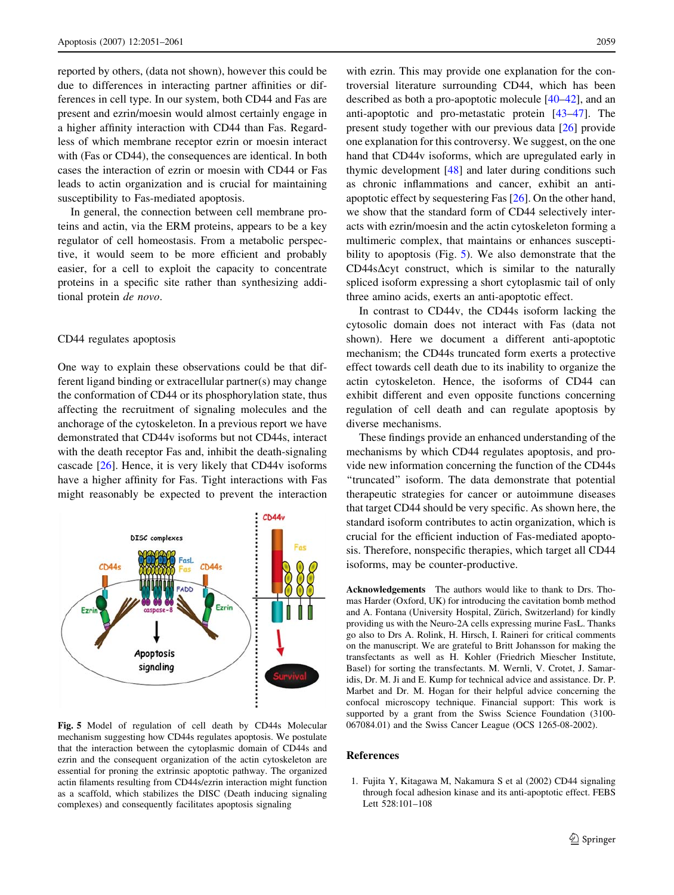reported by others, (data not shown), however this could be due to differences in interacting partner affinities or differences in cell type. In our system, both CD44 and Fas are present and ezrin/moesin would almost certainly engage in a higher affinity interaction with CD44 than Fas. Regardless of which membrane receptor ezrin or moesin interact with (Fas or CD44), the consequences are identical. In both cases the interaction of ezrin or moesin with CD44 or Fas leads to actin organization and is crucial for maintaining susceptibility to Fas-mediated apoptosis.

In general, the connection between cell membrane proteins and actin, via the ERM proteins, appears to be a key regulator of cell homeostasis. From a metabolic perspective, it would seem to be more efficient and probably easier, for a cell to exploit the capacity to concentrate proteins in a specific site rather than synthesizing additional protein *de novo*.

## CD44 regulates apoptosis

One way to explain these observations could be that different ligand binding or extracellular partner(s) may change the conformation of CD44 or its phosphorylation state, thus affecting the recruitment of signaling molecules and the anchorage of the cytoskeleton. In a previous report we have demonstrated that CD44v isoforms but not CD44s, interact with the death receptor Fas and, inhibit the death-signaling cascade [26]. Hence, it is very likely that CD44v isoforms have a higher affinity for Fas. Tight interactions with Fas might reasonably be expected to prevent the interaction with ezrin. This may provide one explanation for the controversial literature surrounding CD44, which has been described as both a pro-apoptotic molecule [40–42], and an anti-apoptotic and pro-metastatic protein [43–47]. The present study together with our previous data [26] provide one explanation for this controversy. We suggest, on the one hand that CD44v isoforms, which are upregulated early in thymic development [48] and later during conditions such as chronic inflammations and cancer, exhibit an anti-apoptotic effect by sequestering Fas [26]. On the other hand, we show that the standard form of CD44 selectively interacts with ezrin/moesin and the actin cytoskeleton forming a multimeric complex, that maintains or enhances susceptibility to apoptosis (Fig. 5). We also demonstrate that the CD44sΔcyt construct, which is similar to the naturally spliced isoform expressing a short cytoplasmic tail of only three amino acids, exerts an anti-apoptotic effect.

In contrast to CD44v, the CD44s isoform lacking the cytosolic domain does not interact with Fas (data not shown). Here we document a different anti-apoptotic mechanism; the CD44s truncated form exerts a protective effect towards cell death due to its inability to organize the actin cytoskeleton. Hence, the isoforms of CD44 can exhibit different and even opposite functions concerning regulation of cell death and can regulate apoptosis by diverse mechanisms.

These findings provide an enhanced understanding of the mechanisms by which CD44 regulates apoptosis, and provide new information concerning the function of the CD44s "truncated" isoform. The data demonstrate that potential therapeutic strategies for cancer or autoimmune diseases that target CD44 should be very specific. As shown here, the standard isoform contributes to actin organization, which is crucial for the efficient induction of Fas-mediated apoptosis. Therefore, nonspecific therapies, which target all CD44 isoforms, may be counter-productive.

**Fig. 5** Model of regulation of cell death by CD44s Molecular mechanism suggesting how CD44s regulates apoptosis. We postulate that the interaction between the cytoplasmic domain of CD44s and ezrin and the consequent organization of the actin cytoskeleton are essential for proning the extrinsic apoptotic pathway. The organized actin filaments resulting from CD44s/ezrin interaction might function as a scaffold, which stabilizes the DISC (Death inducing signaling complexes) and consequently facilitates apoptosis signaling

**Acknowledgements** The authors would like to thank to Drs. Thomas Harder (Oxford, UK) for introducing the cavitation bomb method and A. Fontana (University Hospital, Zürich, Switzerland) for kindly providing us with the Neuro-2A cells expressing murine FasL. Thanks go also to Drs A. Rolink, H. Hirsch, I. Raineri for critical comments on the manuscript. We are grateful to Britt Johansson for making the transfectants as well as H. Kohler (Friedrich Miescher Institute, Basel) for sorting the transfectants. M. Wernli, V. Crotet, J. Samaridis, Dr. M. Ji and E. Kump for technical advice and assistance. Dr. P. Marbet and Dr. M. Hogan for their helpful advice concerning the confocal microscopy technique. Financial support: This work is supported by a grant from the Swiss Science Foundation (3100-067084.01) and the Swiss Cancer League (OCS 1265-08-2002).

## References

1. Fujita Y, Kitagawa M, Nakamura S et al (2002) CD44 signaling through focal adhesion kinase and its anti-apoptotic effect. FEBS Lett 528:101–108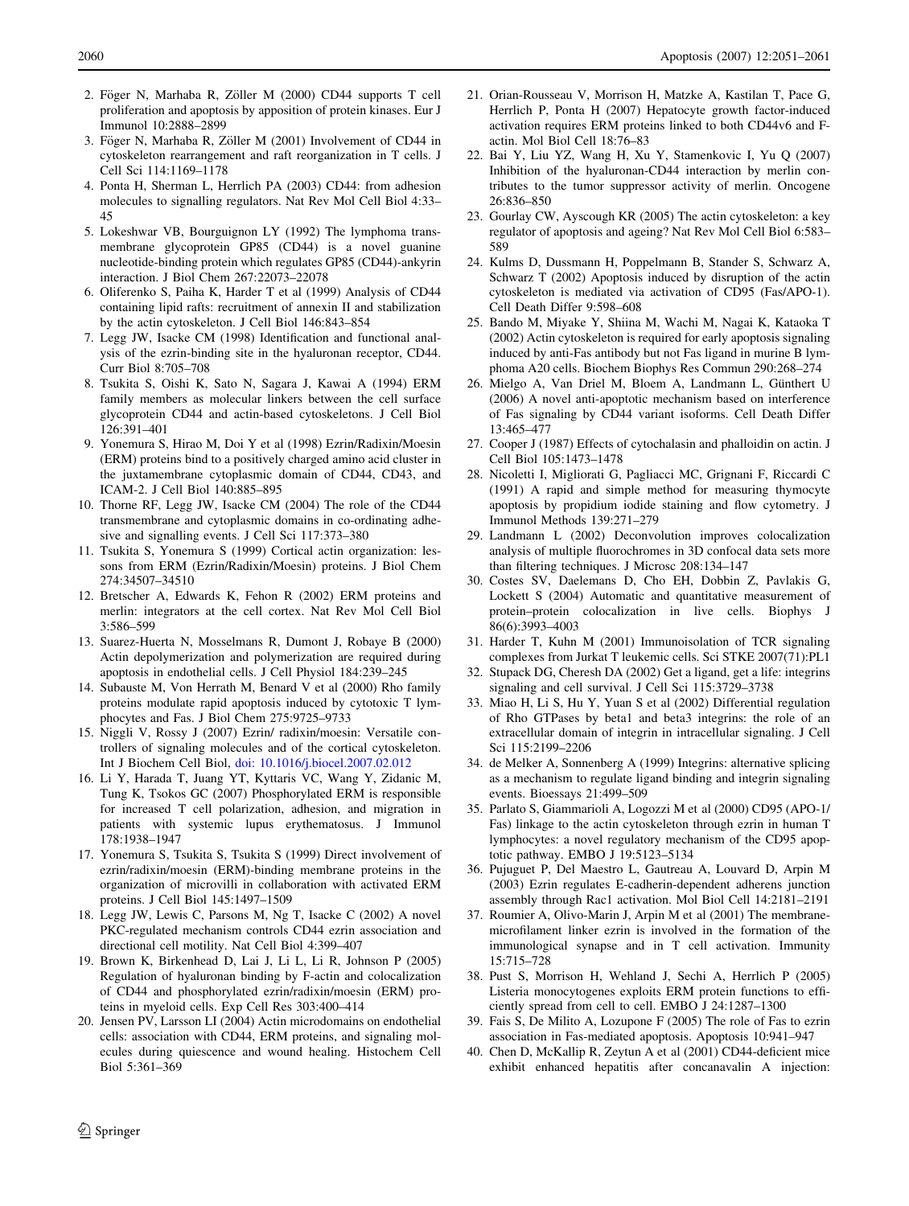2. Föger N, Marhaba R, Zöller M (2000) CD44 supports T cell proliferation and apoptosis by apposition of protein kinases. Eur J Immunol 10:2888–2899
3. Föger N, Marhaba R, Zöller M (2001) Involvement of CD44 in cytoskeleton rearrangement and raft reorganization in T cells. J Cell Sci 114:1169–1178
4. Ponta H, Sherman L, Herrlich PA (2003) CD44: from adhesion molecules to signalling regulators. Nat Rev Mol Cell Biol 4:33–45
5. Lokeshwar VB, Bourguignon LY (1992) The lymphoma transmembrane glycoprotein GP85 (CD44) is a novel guanine nucleotide-binding protein which regulates GP85 (CD44)-ankyrin interaction. J Biol Chem 267:22073–22078
6. Oliferenko S, Paiha K, Harder T et al (1999) Analysis of CD44 containing lipid rafts: recruitment of annexin II and stabilization by the actin cytoskeleton. J Cell Biol 146:843–854
7. Legg JW, Isacke CM (1998) Identification and functional analysis of the ezrin-binding site in the hyaluronan receptor, CD44. Curr Biol 8:705–708
8. Tsukita S, Oishi K, Sato N, Sagara J, Kawai A (1994) ERM family members as molecular linkers between the cell surface glycoprotein CD44 and actin-based cytoskeletons. J Cell Biol 126:391–401
9. Yonemura S, Hirao M, Doi Y et al (1998) Ezrin/Radixin/Moesin (ERM) proteins bind to a positively charged amino acid cluster in the juxtamembrane cytoplasmic domain of CD44, CD43, and ICAM-2. J Cell Biol 140:885–895
10. Thorne RF, Legg JW, Isacke CM (2004) The role of the CD44 transmembrane and cytoplasmic domains in co-ordinating adhesive and signalling events. J Cell Sci 117:373–380
11. Tsukita S, Yonemura S (1999) Cortical actin organization: lessons from ERM (Ezrin/Radixin/Moesin) proteins. J Biol Chem 274:34507–34510
12. Bretscher A, Edwards K, Fehon R (2002) ERM proteins and merlin: integrators at the cell cortex. Nat Rev Mol Cell Biol 3:586–599
13. Suarez-Huerta N, Mosselmans R, Dumont J, Robaye B (2000) Actin depolymerization and polymerization are required during apoptosis in endothelial cells. J Cell Physiol 184:239–245
14. Subauste M, Von Herrath M, Benard V et al (2000) Rho family proteins modulate rapid apoptosis induced by cytotoxic T lymphocytes and Fas. J Biol Chem 275:9725–9733
15. Niggli V, Rossy J (2007) Ezrin/ radixin/moesin: Versatile controllers of signaling molecules and of the cortical cytoskeleton. Int J Biochem Cell Biol, doi: 10.1016/j.biocel.2007.02.012
16. Li Y, Harada T, Juang YT, Kyttaris VC, Wang Y, Zidanic M, Tung K, Tsokos GC (2007) Phosphorylated ERM is responsible for increased T cell polarization, adhesion, and migration in patients with systemic lupus erythematosus. J Immunol 178:1938–1947
17. Yonemura S, Tsukita S, Tsukita S (1999) Direct involvement of ezrin/radixin/moesin (ERM)-binding membrane proteins in the organization of microvilli in collaboration with activated ERM proteins. J Cell Biol 145:1497–1509
18. Legg JW, Lewis C, Parsons M, Ng T, Isacke C (2002) A novel PKC-regulated mechanism controls CD44 ezrin association and directional cell motility. Nat Cell Biol 4:399–407
19. Brown K, Birkenhead D, Lai J, Li L, Li R, Johnson P (2005) Regulation of hyaluronan binding by F-actin and colocalization of CD44 and phosphorylated ezrin/radixin/moesin (ERM) proteins in myeloid cells. Exp Cell Res 303:400–414
20. Jensen PV, Larsson LI (2004) Actin microdomains on endothelial cells: association with CD44, ERM proteins, and signaling molecules during quiescence and wound healing. Histochem Cell Biol 5:361–369
21. Orian-Rousseau V, Morrison H, Matzke A, Kastilan T, Pace G, Herrlich P, Ponta H (2007) Hepatocyte growth factor-induced activation requires ERM proteins linked to both CD44v6 and F-actin. Mol Biol Cell 18:76–83
22. Bai Y, Liu YZ, Wang H, Xu Y, Stamenkovic I, Yu Q (2007) Inhibition of the hyaluronan-CD44 interaction by merlin contributes to the tumor suppressor activity of merlin. Oncogene 26:836–850
23. Gourlay CW, Ayscough KR (2005) The actin cytoskeleton: a key regulator of apoptosis and ageing? Nat Rev Mol Cell Biol 6:583–589
24. Kulms D, Dussmann H, Poppelmann B, Stander S, Schwarz A, Schwarz T (2002) Apoptosis induced by disruption of the actin cytoskeleton is mediated via activation of CD95 (Fas/APO-1). Cell Death Differ 9:598–608
25. Bando M, Miyake Y, Shiina M, Wachi M, Nagai K, Kataoka T (2002) Actin cytoskeleton is required for early apoptosis signaling induced by anti-Fas antibody but not Fas ligand in murine B lymphoma A20 cells. Biochem Biophys Res Commun 290:268–274
26. Mielgo A, Van Driel M, Bloem A, Landmann L, Günthert U (2006) A novel anti-apoptotic mechanism based on interference of Fas signaling by CD44 variant isoforms. Cell Death Differ 13:465–477
27. Cooper J (1987) Effects of cytochalasin and phalloidin on actin. J Cell Biol 105:1473–1478
28. Nicoletti I, Migliorati G, Pagliacci MC, Grignani F, Riccardi C (1991) A rapid and simple method for measuring thymocyte apoptosis by propidium iodide staining and flow cytometry. J Immunol Methods 139:271–279
29. Landmann L (2002) Deconvolution improves colocalization analysis of multiple fluorochromes in 3D confocal data sets more than filtering techniques. J Microsc 208:134–147
30. Costes SV, Daelemans D, Cho EH, Dobbin Z, Pavlakis G, Lockett S (2004) Automatic and quantitative measurement of protein–protein colocalization in live cells. Biophys J 86(6):3993–4003
31. Harder T, Kuhn M (2001) Immunoisolation of TCR signaling complexes from Jurkat T leukemic cells. Sci STKE 2007(71):PL1
32. Stupack DG, Cheresh DA (2002) Get a ligand, get a life: integrins signaling and cell survival. J Cell Sci 115:3729–3738
33. Miao H, Li S, Hu Y, Yuan S et al (2002) Differential regulation of Rho GTPases by beta1 and beta3 integrins: the role of an extracellular domain of integrin in intracellular signaling. J Cell Sci 115:2199–2206
34. de Melker A, Sonnenberg A (1999) Integrins: alternative splicing as a mechanism to regulate ligand binding and integrin signaling events. Bioessays 21:499–509
35. Parlato S, Giammarioli A, Logozzi M et al (2000) CD95 (APO-1/Fas) linkage to the actin cytoskeleton through ezrin in human T lymphocytes: a novel regulatory mechanism of the CD95 apoptotic pathway. EMBO J 19:5123–5134
36. Pujuguet P, Del Maestro L, Gautreau A, Louvard D, Arpin M (2003) Ezrin regulates E-cadherin-dependent adherens junction assembly through Rac1 activation. Mol Biol Cell 14:2181–2191
37. Roumier A, Olivo-Marin J, Arpin M et al (2001) The membrane-microfilament linker ezrin is involved in the formation of the immunological synapse and in T cell activation. Immunity 15:715–728
38. Pust S, Morrison H, Wehland J, Sechi A, Herrlich P (2005) Listeria monocytogenes exploits ERM protein functions to efficiently spread from cell to cell. EMBO J 24:1287–1300
39. Fais S, De Milito A, Lozupone F (2005) The role of Fas to ezrin association in Fas-mediated apoptosis. Apoptosis 10:941–947
40. Chen D, McKallip R, Zeytun A et al (2001) CD44-deficient mice exhibit enhanced hepatitis after concanavalin A injection: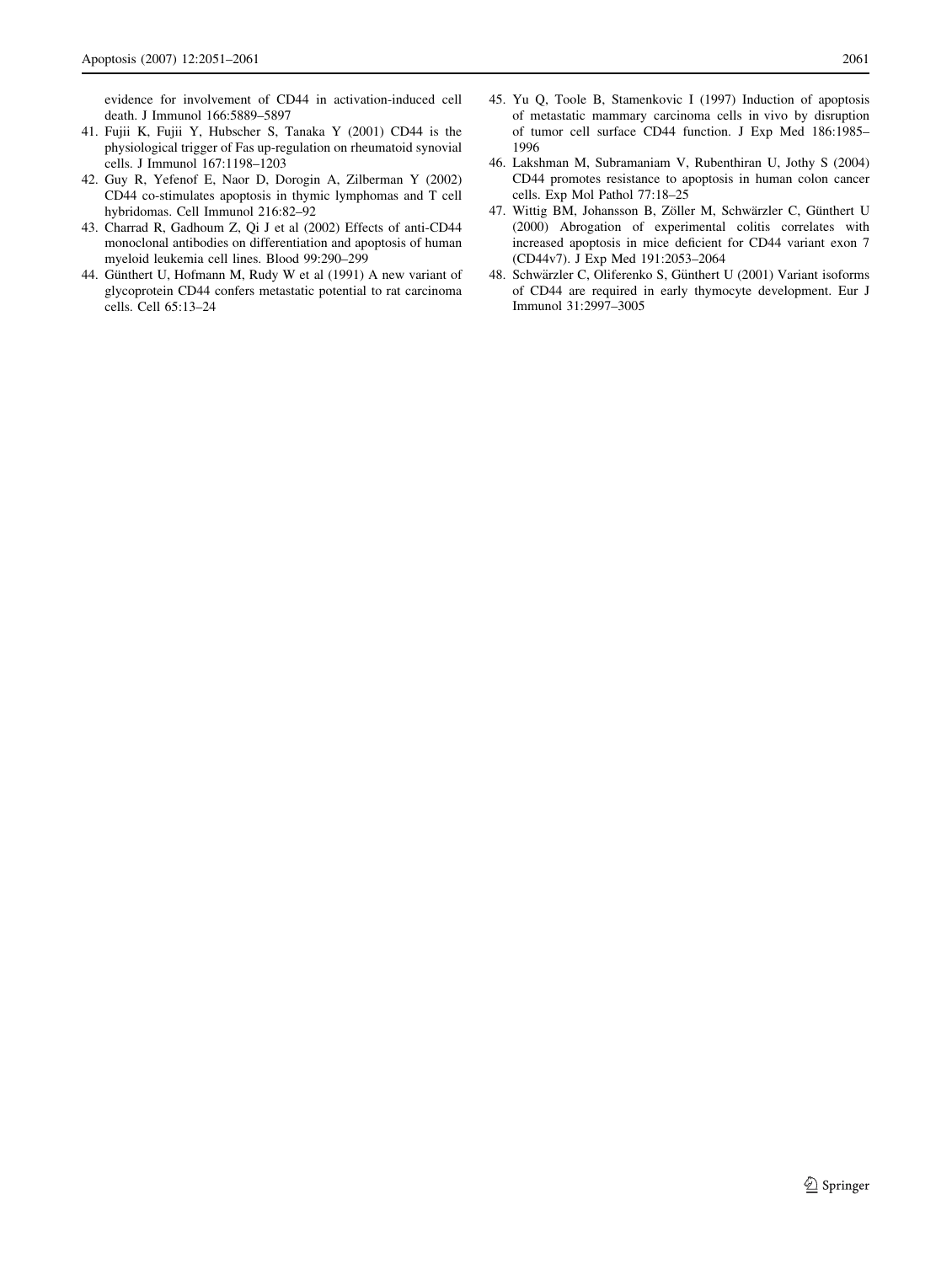evidence for involvement of CD44 in activation-induced cell death. J Immunol 166:5889–5897

41. Fujii K, Fujii Y, Hubscher S, Tanaka Y (2001) CD44 is the physiological trigger of Fas up-regulation on rheumatoid synovial cells. J Immunol 167:1198–1203
42. Guy R, Yefenof E, Naor D, Dorogin A, Zilberman Y (2002) CD44 co-stimulates apoptosis in thymic lymphomas and T cell hybridomas. Cell Immunol 216:82–92
43. Charrad R, Gadhoum Z, Qi J et al (2002) Effects of anti-CD44 monoclonal antibodies on differentiation and apoptosis of human myeloid leukemia cell lines. Blood 99:290–299
44. Günthert U, Hofmann M, Rudy W et al (1991) A new variant of glycoprotein CD44 confers metastatic potential to rat carcinoma cells. Cell 65:13–24
45. Yu Q, Toole B, Stamenkovic I (1997) Induction of apoptosis of metastatic mammary carcinoma cells in vivo by disruption of tumor cell surface CD44 function. J Exp Med 186:1985–1996
46. Lakshman M, Subramaniam V, Rubenthiran U, Jothy S (2004) CD44 promotes resistance to apoptosis in human colon cancer cells. Exp Mol Pathol 77:18–25
47. Wittig BM, Johansson B, Zöller M, Schwärzler C, Günthert U (2000) Abrogation of experimental colitis correlates with increased apoptosis in mice deficient for CD44 variant exon 7 (CD44v7). J Exp Med 191:2053–2064
48. Schwärzler C, Oliferenko S, Günthert U (2001) Variant isoforms of CD44 are required in early thymocyte development. Eur J Immunol 31:2997–3005